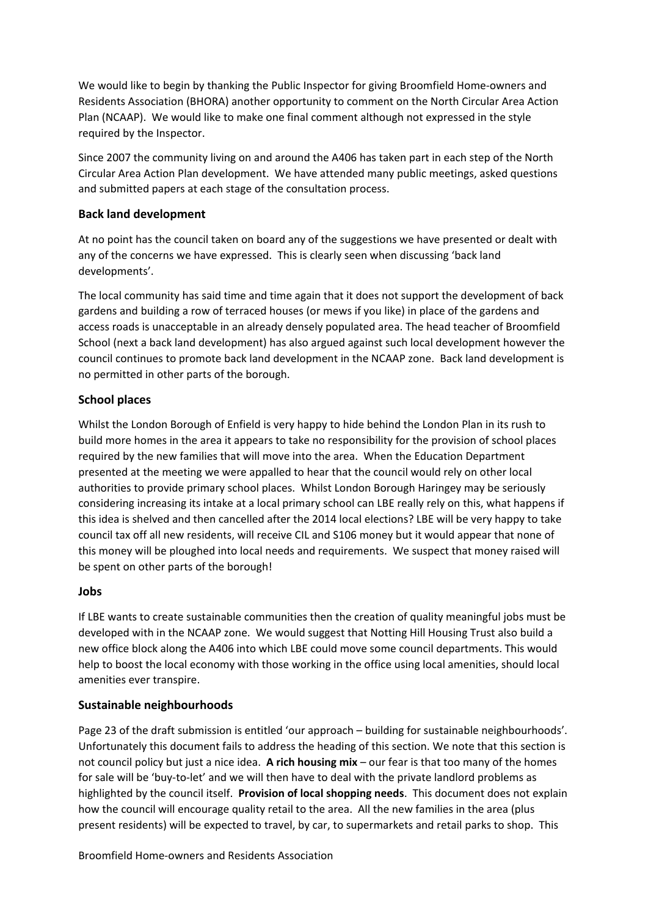We would like to begin by thanking the Public Inspector for giving Broomfield Home-owners and Residents Association (BHORA) another opportunity to comment on the North Circular Area Action Plan (NCAAP). We would like to make one final comment although not expressed in the style required by the Inspector.

Since 2007 the community living on and around the A406 has taken part in each step of the North Circular Area Action Plan development. We have attended many public meetings, asked questions and submitted papers at each stage of the consultation process.

### Back land development

At no point has the council taken on board any of the suggestions we have presented or dealt with any of the concerns we have expressed. This is clearly seen when discussing 'back land developments'.

The local community has said time and time again that it does not support the development of back gardens and building a row of terraced houses (or mews if you like) in place of the gardens and access roads is unacceptable in an already densely populated area. The head teacher of Broomfield School (next a back land development) has also argued against such local development however the council continues to promote back land development in the NCAAP zone. Back land development is no permitted in other parts of the borough.

### School places

Whilst the London Borough of Enfield is very happy to hide behind the London Plan in its rush to build more homes in the area it appears to take no responsibility for the provision of school places required by the new families that will move into the area. When the Education Department presented at the meeting we were appalled to hear that the council would rely on other local authorities to provide primary school places. Whilst London Borough Haringey may be seriously considering increasing its intake at a local primary school can LBE really rely on this, what happens if this idea is shelved and then cancelled after the 2014 local elections? LBE will be very happy to take council tax off all new residents, will receive CIL and S106 money but it would appear that none of this money will be ploughed into local needs and requirements. We suspect that money raised will be spent on other parts of the borough!

### Jobs

If LBE wants to create sustainable communities then the creation of quality meaningful jobs must be developed with in the NCAAP zone. We would suggest that Notting Hill Housing Trust also build a new office block along the A406 into which LBE could move some council departments. This would help to boost the local economy with those working in the office using local amenities, should local amenities ever transpire.

### Sustainable neighbourhoods

Page 23 of the draft submission is entitled 'our approach – building for sustainable neighbourhoods'. Unfortunately this document fails to address the heading of this section. We note that this section is not council policy but just a nice idea. **A rich housing mix** – our fear is that too many of the homes for sale will be 'buy-to-let' and we will then have to deal with the private landlord problems as highlighted by the council itself. **Provision of local shopping needs**. This document does not explain how the council will encourage quality retail to the area. All the new families in the area (plus present residents) will be expected to travel, by car, to supermarkets and retail parks to shop. This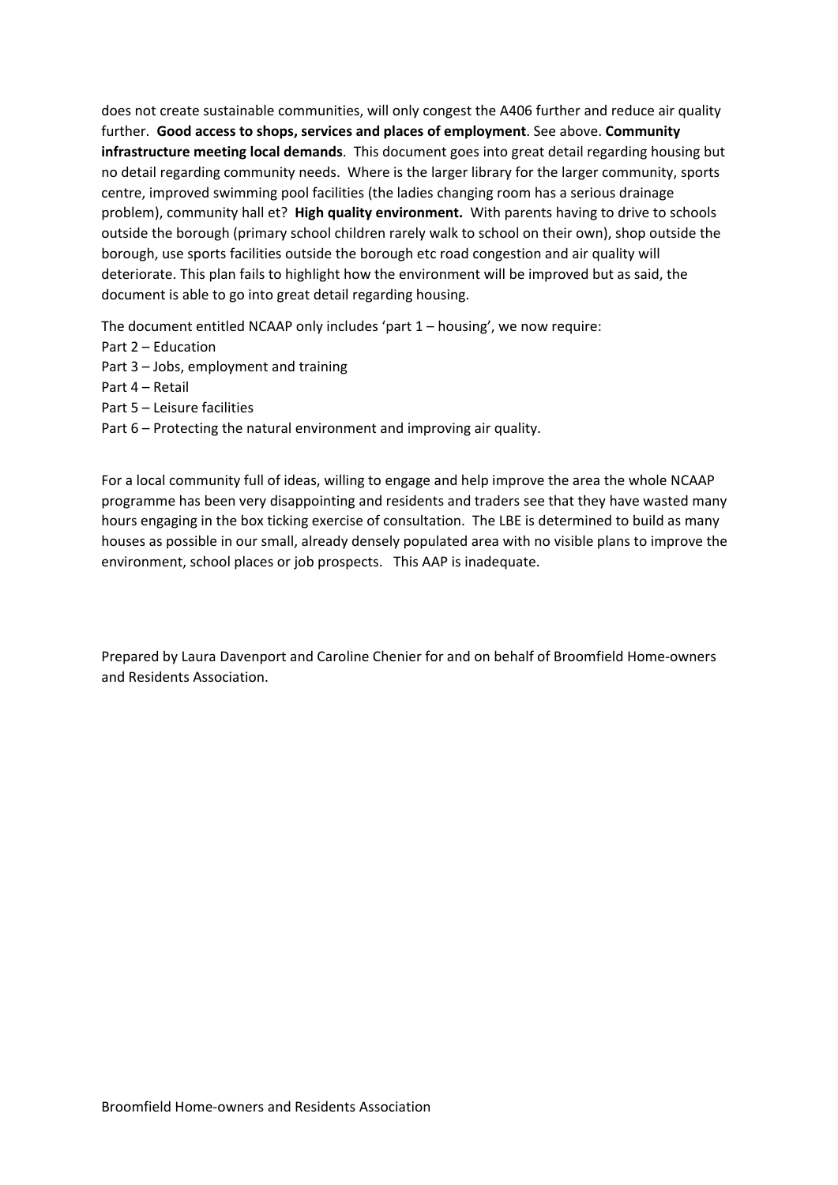does not create sustainable communities, will only congest the A406 further and reduce air quality further. **Good access to shops, services and places of employment**. See above. **Community infrastructure meeting local demands**. This document goes into great detail regarding housing but no detail regarding community needs. Where is the larger library for the larger community, sports centre, improved swimming pool facilities (the ladies changing room has a serious drainage problem), community hall et? **High quality environment.** With parents having to drive to schools outside the borough (primary school children rarely walk to school on their own), shop outside the borough, use sports facilities outside the borough etc road congestion and air quality will deteriorate. This plan fails to highlight how the environment will be improved but as said, the document is able to go into great detail regarding housing.

The document entitled NCAAP only includes 'part 1 – housing', we now require:
Part 2 – Education
Part 3 – Jobs, employment and training
Part 4 – Retail
Part 5 – Leisure facilities
Part 6 – Protecting the natural environment and improving air quality.

For a local community full of ideas, willing to engage and help improve the area the whole NCAAP programme has been very disappointing and residents and traders see that they have wasted many hours engaging in the box ticking exercise of consultation. The LBE is determined to build as many houses as possible in our small, already densely populated area with no visible plans to improve the environment, school places or job prospects. This AAP is inadequate.

Prepared by Laura Davenport and Caroline Chenier for and on behalf of Broomfield Home-owners and Residents Association.